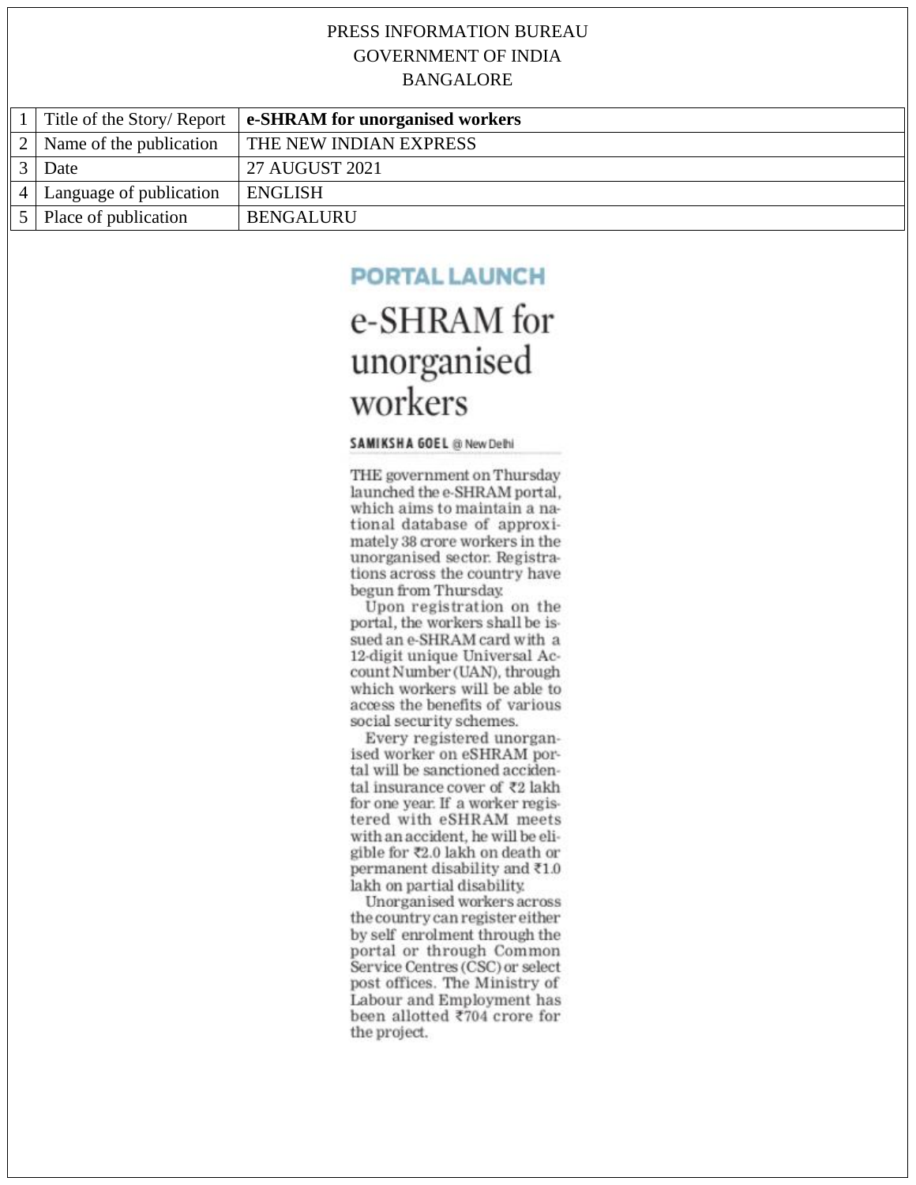PRESS INFORMATION BUREAU
GOVERNMENT OF INDIA
BANGALORE

| | | |
|---|---|---|
| 1 | Title of the Story/ Report | **e-SHRAM for unorganised workers** |
| 2 | Name of the publication | THE NEW INDIAN EXPRESS |
| 3 | Date | 27 AUGUST 2021 |
| 4 | Language of publication | ENGLISH |
| 5 | Place of publication | BENGALURU |

**PORTAL LAUNCH**

# e-SHRAM for unorganised workers

**SAMIKSHA GOEL** @ New Delhi

THE government on Thursday launched the e-SHRAM portal, which aims to maintain a national database of approximately 38 crore workers in the unorganised sector. Registrations across the country have begun from Thursday.

Upon registration on the portal, the workers shall be issued an e-SHRAM card with a 12-digit unique Universal Account Number (UAN), through which workers will be able to access the benefits of various social security schemes.

Every registered unorganised worker on eSHRAM portal will be sanctioned accidental insurance cover of ₹2 lakh for one year. If a worker registered with eSHRAM meets with an accident, he will be eligible for ₹2.0 lakh on death or permanent disability and ₹1.0 lakh on partial disability.

Unorganised workers across the country can register either by self enrolment through the portal or through Common Service Centres (CSC) or select post offices. The Ministry of Labour and Employment has been allotted ₹704 crore for the project.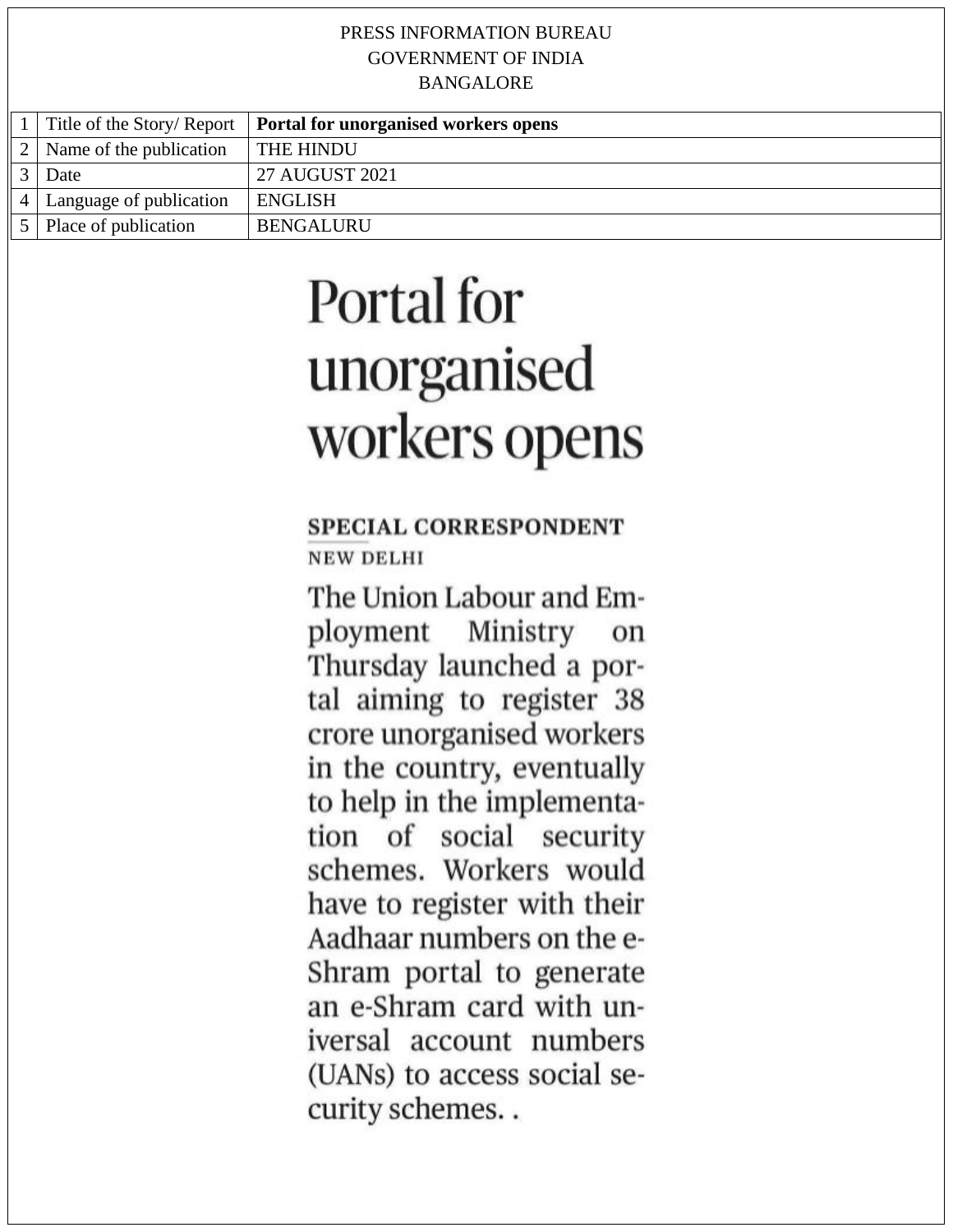PRESS INFORMATION BUREAU
GOVERNMENT OF INDIA
BANGALORE

| | | |
|---|---|---|
| 1 | Title of the Story/ Report | **Portal for unorganised workers opens** |
| 2 | Name of the publication | THE HINDU |
| 3 | Date | 27 AUGUST 2021 |
| 4 | Language of publication | ENGLISH |
| 5 | Place of publication | BENGALURU |

# Portal for unorganised workers opens

**SPECIAL CORRESPONDENT**
NEW DELHI

The Union Labour and Employment Ministry on Thursday launched a portal aiming to register 38 crore unorganised workers in the country, eventually to help in the implementation of social security schemes. Workers would have to register with their Aadhaar numbers on the e-Shram portal to generate an e-Shram card with universal account numbers (UANs) to access social security schemes. .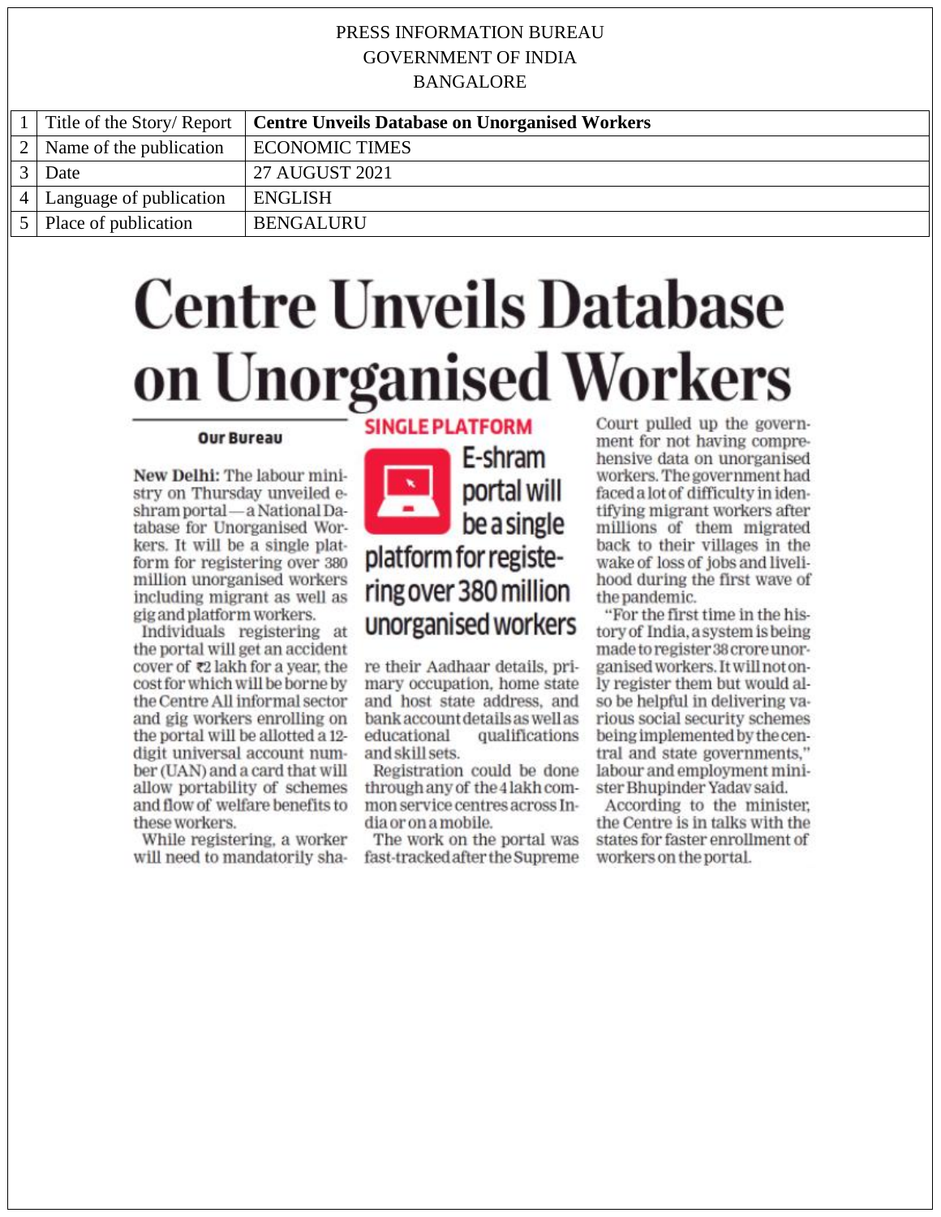PRESS INFORMATION BUREAU
GOVERNMENT OF INDIA
BANGALORE

| 1 | Title of the Story/ Report | **Centre Unveils Database on Unorganised Workers** |
|---|---|---|
| 2 | Name of the publication | ECONOMIC TIMES |
| 3 | Date | 27 AUGUST 2021 |
| 4 | Language of publication | ENGLISH |
| 5 | Place of publication | BENGALURU |

# Centre Unveils Database on Unorganised Workers

**Our Bureau**

**New Delhi:** The labour ministry on Thursday unveiled e-shram portal — a National Database for Unorganised Workers. It will be a single platform for registering over 380 million unorganised workers including migrant as well as gig and platform workers.

Individuals registering at the portal will get an accident cover of ₹2 lakh for a year, the cost for which will be borne by the Centre All informal sector and gig workers enrolling on the portal will be allotted a 12-digit universal account number (UAN) and a card that will allow portability of schemes and flow of welfare benefits to these workers.

While registering, a worker will need to mandatorily share their Aadhaar details, primary occupation, home state and host state address, and bank account details as well as educational qualifications and skill sets.

**SINGLE PLATFORM**

**E-shram portal will be a single platform for registering over 380 million unorganised workers**

Registration could be done through any of the 4 lakh common service centres across India or on a mobile.

The work on the portal was fast-tracked after the Supreme Court pulled up the government for not having comprehensive data on unorganised workers. The government had faced a lot of difficulty in identifying migrant workers after millions of them migrated back to their villages in the wake of loss of jobs and livelihood during the first wave of the pandemic.

"For the first time in the history of India, a system is being made to register 38 crore unorganised workers. It will not only register them but would also be helpful in delivering various social security schemes being implemented by the central and state governments," labour and employment minister Bhupinder Yadav said.

According to the minister, the Centre is in talks with the states for faster enrollment of workers on the portal.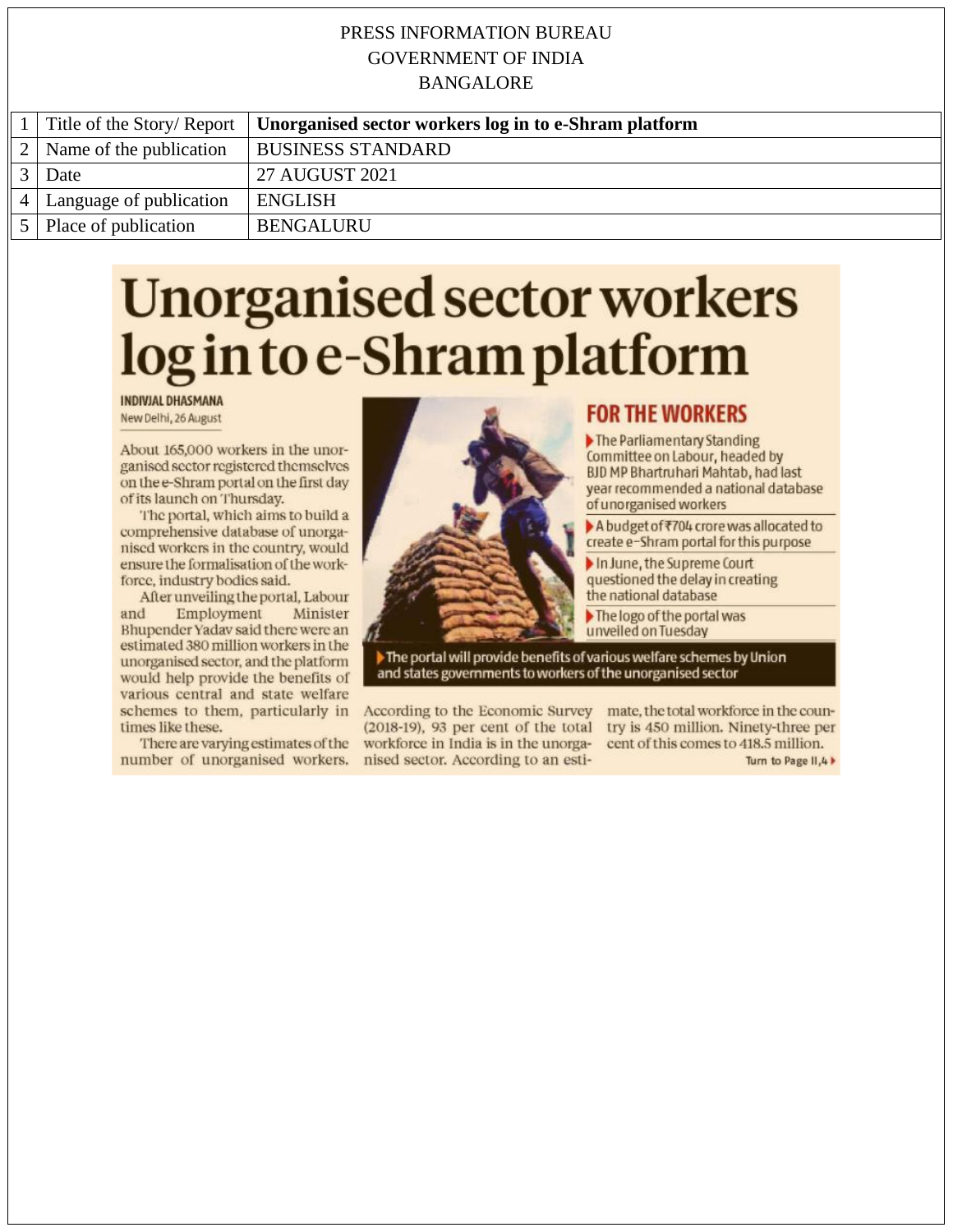PRESS INFORMATION BUREAU
GOVERNMENT OF INDIA
BANGALORE

| 1 | Title of the Story/ Report | **Unorganised sector workers log in to e-Shram platform** |
|---|---|---|
| 2 | Name of the publication | BUSINESS STANDARD |
| 3 | Date | 27 AUGUST 2021 |
| 4 | Language of publication | ENGLISH |
| 5 | Place of publication | BENGALURU |

# Unorganised sector workers log in to e-Shram platform

**INDIVJAL DHASMANA**
New Delhi, 26 August

About 165,000 workers in the unorganised sector registered themselves on the e-Shram portal on the first day of its launch on Thursday.

The portal, which aims to build a comprehensive database of unorganised workers in the country, would ensure the formalisation of the workforce, industry bodies said.

After unveiling the portal, Labour and Employment Minister Bhupender Yadav said there were an estimated 380 million workers in the unorganised sector, and the platform would help provide the benefits of various central and state welfare schemes to them, particularly in times like these.

There are varying estimates of the number of unorganised workers. According to the Economic Survey (2018-19), 93 per cent of the total workforce in India is in the unorganised sector. According to an estimate, the total workforce in the country is 450 million. Ninety-three per cent of this comes to 418.5 million.

Turn to Page II,4 ▶

## FOR THE WORKERS

- The Parliamentary Standing Committee on Labour, headed by BJD MP Bhartruhari Mahtab, had last year recommended a national database of unorganised workers
- A budget of ₹704 crore was allocated to create e-Shram portal for this purpose
- In June, the Supreme Court questioned the delay in creating the national database
- The logo of the portal was unveiled on Tuesday

▶ The portal will provide benefits of various welfare schemes by Union and states governments to workers of the unorganised sector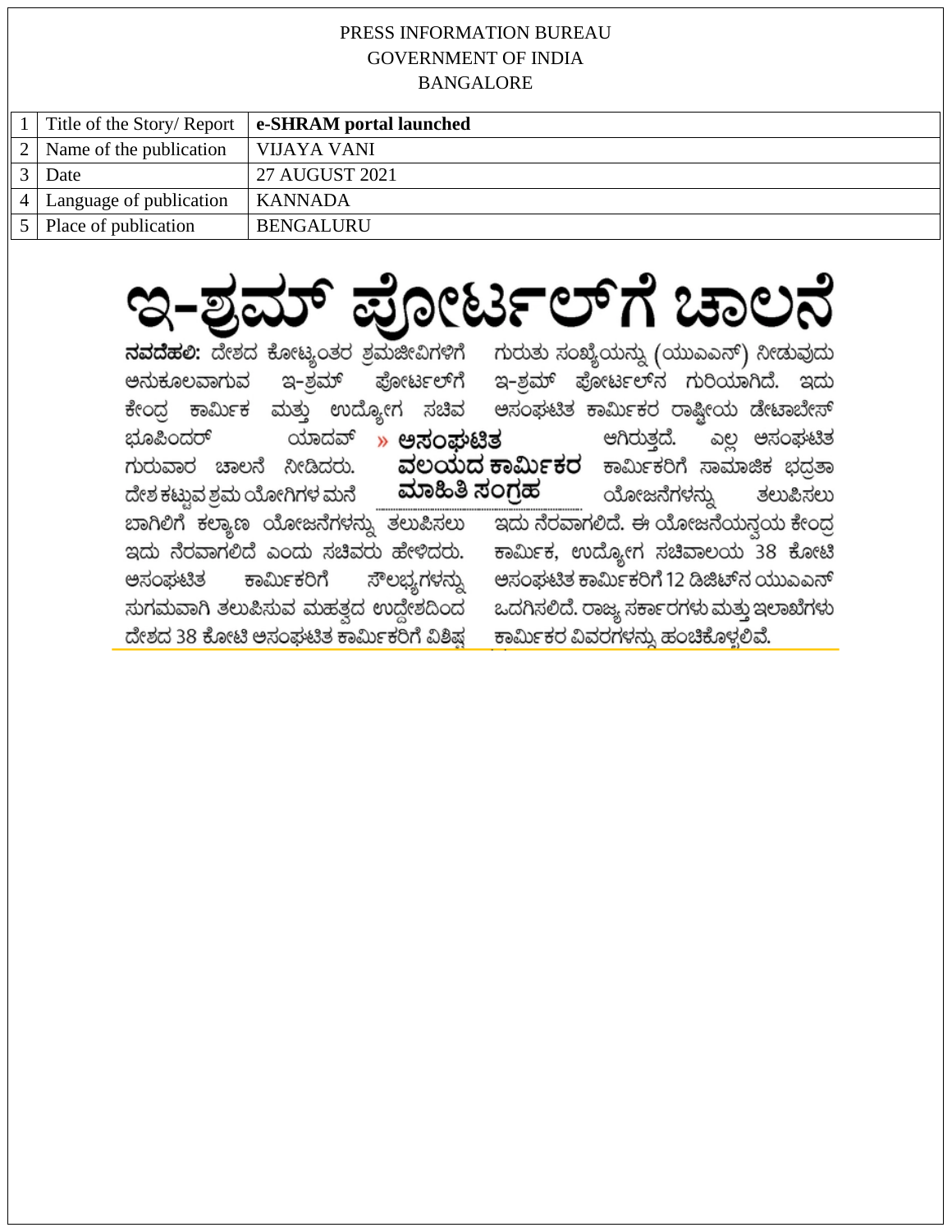PRESS INFORMATION BUREAU
GOVERNMENT OF INDIA
BANGALORE

| | | |
|---|---|---|
| 1 | Title of the Story/ Report | **e-SHRAM portal launched** |
| 2 | Name of the publication | VIJAYA VANI |
| 3 | Date | 27 AUGUST 2021 |
| 4 | Language of publication | KANNADA |
| 5 | Place of publication | BENGALURU |

# ಇ-ಶ್ರಮ್ ಪೋರ್ಟಲ್‌ಗೆ ಚಾಲನೆ

**ನವದೆಹಲಿ:** ದೇಶದ ಕೋಟ್ಯಂತರ ಶ್ರಮಜೀವಿಗಳಿಗೆ ಅನುಕೂಲವಾಗುವ ಇ-ಶ್ರಮ್ ಪೋರ್ಟಲ್‌ಗೆ ಕೇಂದ್ರ ಕಾರ್ಮಿಕ ಮತ್ತು ಉದ್ಯೋಗ ಸಚಿವ ಭೂಪಿಂದರ್ ಯಾದವ್ ಗುರುವಾರ ಚಾಲನೆ ನೀಡಿದರು. ದೇಶ ಕಟ್ಟುವ ಶ್ರಮ ಯೋಗಿಗಳ ಮನೆ ಬಾಗಿಲಿಗೆ ಕಲ್ಯಾಣ ಯೋಜನೆಗಳನ್ನು ತಲುಪಿಸಲು ಇದು ನೆರವಾಗಲಿದೆ ಎಂದು ಸಚಿವರು ಹೇಳಿದರು. ಅಸಂಘಟಿತ ಕಾರ್ಮಿಕರಿಗೆ ಸೌಲಭ್ಯಗಳನ್ನು ಸುಗಮವಾಗಿ ತಲುಪಿಸುವ ಮಹತ್ವದ ಉದ್ದೇಶದಿಂದ ದೇಶದ 38 ಕೋಟಿ ಅಸಂಘಟಿತ ಕಾರ್ಮಿಕರಿಗೆ ವಿಶಿಷ್ಟ ಗುರುತು ಸಂಖ್ಯೆಯನ್ನು (ಯುಎಎನ್) ನೀಡುವುದು ಇ-ಶ್ರಮ್ ಪೋರ್ಟಲ್‌ನ ಗುರಿಯಾಗಿದೆ. ಇದು ಅಸಂಘಟಿತ ಕಾರ್ಮಿಕರ ರಾಷ್ಟ್ರೀಯ ಡೇಟಾಬೇಸ್ ಆಗಿರುತ್ತದೆ. ಎಲ್ಲ ಅಸಂಘಟಿತ ಕಾರ್ಮಿಕರಿಗೆ ಸಾಮಾಜಿಕ ಭದ್ರತಾ ಯೋಜನೆಗಳನ್ನು ತಲುಪಿಸಲು ಇದು ನೆರವಾಗಲಿದೆ. ಈ ಯೋಜನೆಯನ್ವಯ ಕೇಂದ್ರ ಕಾರ್ಮಿಕ, ಉದ್ಯೋಗ ಸಚಿವಾಲಯ 38 ಕೋಟಿ ಅಸಂಘಟಿತ ಕಾರ್ಮಿಕರಿಗೆ 12 ಡಿಜಿಟ್‌ನ ಯುಎಎನ್ ಒದಗಿಸಲಿದೆ. ರಾಜ್ಯ ಸರ್ಕಾರಗಳು ಮತ್ತು ಇಲಾಖೆಗಳು ಕಾರ್ಮಿಕರ ವಿವರಗಳನ್ನು ಹಂಚಿಕೊಳ್ಳಲಿವೆ.

» **ಅಸಂಘಟಿತ ವಲಯದ ಕಾರ್ಮಿಕರ ಮಾಹಿತಿ ಸಂಗ್ರಹ**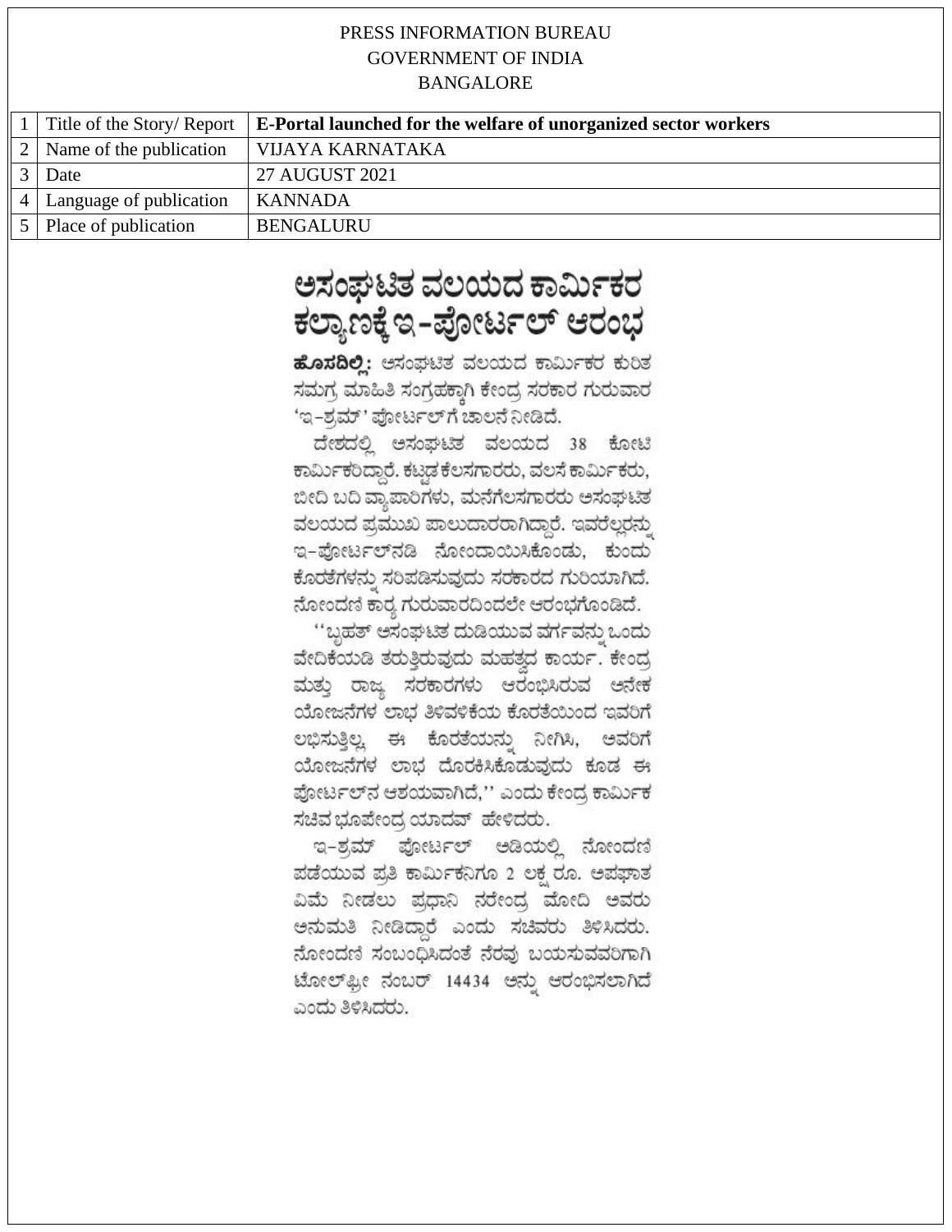PRESS INFORMATION BUREAU
GOVERNMENT OF INDIA
BANGALORE

| | | |
|---|---|---|
| 1 | Title of the Story/ Report | **E-Portal launched for the welfare of unorganized sector workers** |
| 2 | Name of the publication | VIJAYA KARNATAKA |
| 3 | Date | 27 AUGUST 2021 |
| 4 | Language of publication | KANNADA |
| 5 | Place of publication | BENGALURU |

# ಅಸಂಘಟಿತ ವಲಯದ ಕಾರ್ಮಿಕರ ಕಲ್ಯಾಣಕ್ಕೆ ಇ-ಪೋರ್ಟಲ್ ಆರಂಭ

**ಹೊಸದಿಲ್ಲಿ:** ಅಸಂಘಟಿತ ವಲಯದ ಕಾರ್ಮಿಕರ ಕುರಿತ ಸಮಗ್ರ ಮಾಹಿತಿ ಸಂಗ್ರಹಕ್ಕಾಗಿ ಕೇಂದ್ರ ಸರಕಾರ ಗುರುವಾರ 'ಇ-ಶ್ರಮ್' ಪೋರ್ಟಲ್‌ಗೆ ಚಾಲನೆ ನೀಡಿದೆ.

ದೇಶದಲ್ಲಿ ಅಸಂಘಟಿತ ವಲಯದ 38 ಕೋಟಿ ಕಾರ್ಮಿಕರಿದ್ದಾರೆ. ಕಟ್ಟಡ ಕೆಲಸಗಾರರು, ವಲಸೆ ಕಾರ್ಮಿಕರು, ಬೀದಿ ಬದಿ ವ್ಯಾಪಾರಿಗಳು, ಮನೆಗೆಲಸಗಾರರು ಅಸಂಘಟಿತ ವಲಯದ ಪ್ರಮುಖ ಪಾಲುದಾರರಾಗಿದ್ದಾರೆ. ಇವರೆಲ್ಲರನ್ನು ಇ-ಪೋರ್ಟಲ್‌ನಡಿ ನೋಂದಾಯಿಸಿಕೊಂಡು, ಕುಂದು ಕೊರತೆಗಳನ್ನು ಸರಿಪಡಿಸುವುದು ಸರಕಾರದ ಗುರಿಯಾಗಿದೆ. ನೋಂದಣಿ ಕಾರ್ಯ ಗುರುವಾರದಿಂದಲೇ ಆರಂಭಗೊಂಡಿದೆ.

''ಬೃಹತ್ ಅಸಂಘಟಿತ ದುಡಿಯುವ ವರ್ಗವನ್ನು ಒಂದು ವೇದಿಕೆಯಡಿ ತರುತ್ತಿರುವುದು ಮಹತ್ವದ ಕಾರ್ಯ. ಕೇಂದ್ರ ಮತ್ತು ರಾಜ್ಯ ಸರಕಾರಗಳು ಆರಂಭಿಸಿರುವ ಅನೇಕ ಯೋಜನೆಗಳ ಲಾಭ ತಿಳಿವಳಿಕೆಯ ಕೊರತೆಯಿಂದ ಇವರಿಗೆ ಲಭಿಸುತ್ತಿಲ್ಲ, ಈ ಕೊರತೆಯನ್ನು ನೀಗಿಸಿ, ಅವರಿಗೆ ಯೋಜನೆಗಳ ಲಾಭ ದೊರಕಿಸಿಕೊಡುವುದು ಕೂಡ ಈ ಪೋರ್ಟಲ್‌ನ ಆಶಯವಾಗಿದೆ,'' ಎಂದು ಕೇಂದ್ರ ಕಾರ್ಮಿಕ ಸಚಿವ ಭೂಪೇಂದ್ರ ಯಾದವ್ ಹೇಳಿದರು.

ಇ-ಶ್ರಮ್ ಪೋರ್ಟಲ್ ಅಡಿಯಲ್ಲಿ ನೋಂದಣಿ ಪಡೆಯುವ ಪ್ರತಿ ಕಾರ್ಮಿಕನಿಗೂ 2 ಲಕ್ಷ ರೂ. ಅಪಘಾತ ವಿಮೆ ನೀಡಲು ಪ್ರಧಾನಿ ನರೇಂದ್ರ ಮೋದಿ ಅವರು ಅನುಮತಿ ನೀಡಿದ್ದಾರೆ ಎಂದು ಸಚಿವರು ತಿಳಿಸಿದರು. ನೋಂದಣಿ ಸಂಬಂಧಿಸಿದಂತೆ ನೆರವು ಬಯಸುವವರಿಗಾಗಿ ಟೋಲ್‌ಫ್ರೀ ನಂಬರ್ 14434 ಅನ್ನು ಆರಂಭಿಸಲಾಗಿದೆ ಎಂದು ತಿಳಿಸಿದರು.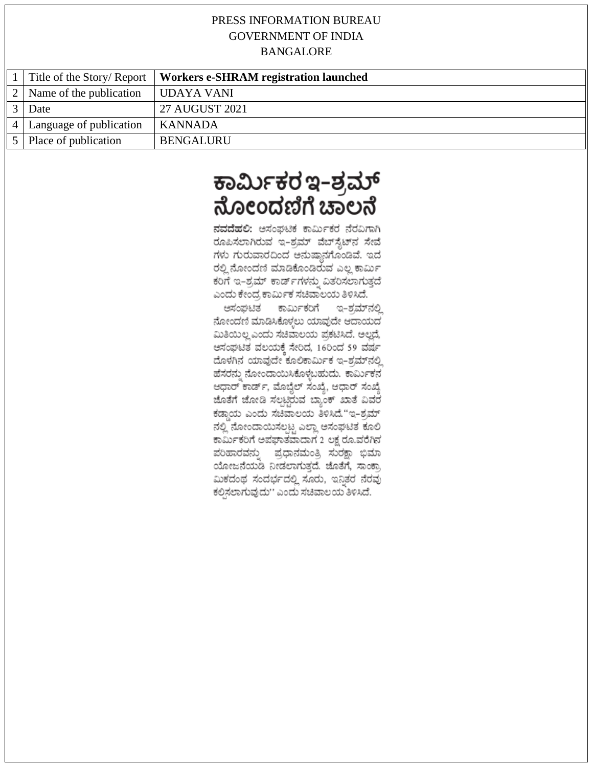PRESS INFORMATION BUREAU
GOVERNMENT OF INDIA
BANGALORE

| | | |
|---|---|---|
| 1 | Title of the Story/ Report | **Workers e-SHRAM registration launched** |
| 2 | Name of the publication | UDAYA VANI |
| 3 | Date | 27 AUGUST 2021 |
| 4 | Language of publication | KANNADA |
| 5 | Place of publication | BENGALURU |

# ಕಾರ್ಮಿಕರ ಇ-ಶ್ರಮ್ ನೋಂದಣಿಗೆ ಚಾಲನೆ

**ನವದೆಹಲಿ:** ಅಸಂಘಟಿಕ ಕಾರ್ಮಿಕರ ನೆರವಿಗಾಗಿ ರೂಪಿಸಲಾಗಿರುವ ಇ-ಶ್ರಮ್ ವೆಬ್‌ಸೈಟ್‌ನ ಸೇವೆಗಳು ಗುರುವಾರದಿಂದ ಅನುಷ್ಠಾನಗೊಂಡಿವೆ. ಇದರಲ್ಲಿ ನೋಂದಣಿ ಮಾಡಿಕೊಂಡಿರುವ ಎಲ್ಲ ಕಾರ್ಮಿಕರಿಗೆ ಇ-ಶ್ರಮ್ ಕಾರ್ಡ್‌ಗಳನ್ನು ವಿತರಿಸಲಾಗುತ್ತದೆ ಎಂದು ಕೇಂದ್ರ ಕಾರ್ಮಿಕ ಸಚಿವಾಲಯ ತಿಳಿಸಿದೆ.

ಅಸಂಘಟಿತ ಕಾರ್ಮಿಕರಿಗೆ ಇ-ಶ್ರಮ್‌ನಲ್ಲಿ ನೋಂದಣಿ ಮಾಡಿಸಿಕೊಳ್ಳಲು ಯಾವುದೇ ಆದಾಯದ ಮಿತಿಯಿಲ್ಲ ಎಂದು ಸಚಿವಾಲಯ ಪ್ರಕಟಿಸಿದೆ. ಅಲ್ಲದೆ, ಅಸಂಘಟಿತ ವಲಯಕ್ಕೆ ಸೇರಿದ, 16ರಿಂದ 59 ವರ್ಷದೊಳಗಿನ ಯಾವುದೇ ಕೂಲಿಕಾರ್ಮಿಕ ಇ-ಶ್ರಮ್‌ನಲ್ಲಿ ಹೆಸರನ್ನು ನೋಂದಾಯಿಸಿಕೊಳ್ಳಬಹುದು. ಕಾರ್ಮಿಕನ ಆಧಾರ್ ಕಾರ್ಡ್, ಮೊಬೈಲ್ ಸಂಖ್ಯೆ, ಆಧಾರ್ ಸಂಖ್ಯೆ ಜೊತೆಗೆ ಜೋಡಿ ಸಲ್ಪಟ್ಟಿರುವ ಬ್ಯಾಂಕ್ ಖಾತೆ ವಿವರ ಕಡ್ಡಾಯ ಎಂದು ಸಚಿವಾಲಯ ತಿಳಿಸಿದೆ. "ಇ-ಶ್ರಮ್‌ನಲ್ಲಿ ನೋಂದಾಯಿಸಲ್ಪಟ್ಟ ಎಲ್ಲಾ ಅಸಂಘಟಿತ ಕೂಲಿ ಕಾರ್ಮಿಕರಿಗೆ ಅಪಘಾತವಾದಾಗ 2 ಲಕ್ಷ ರೂ.ವರೆಗಿನ ಪರಿಹಾರವನ್ನು ಪ್ರಧಾನಮಂತ್ರಿ ಸುರಕ್ಷಾ ಭಿಮಾ ಯೋಜನೆಯಡಿ ನೀಡಲಾಗುತ್ತದೆ. ಜೊತೆಗೆ, ಸಾಂಕ್ರಾಮಿಕದಂಥ ಸಂದರ್ಭದಲ್ಲಿ ಸೂರು, ಇನ್ನಿತರ ನೆರವು ಕಲ್ಪಿಸಲಾಗುವುದು" ಎಂದು ಸಚಿವಾಲಯ ತಿಳಿಸಿದೆ.